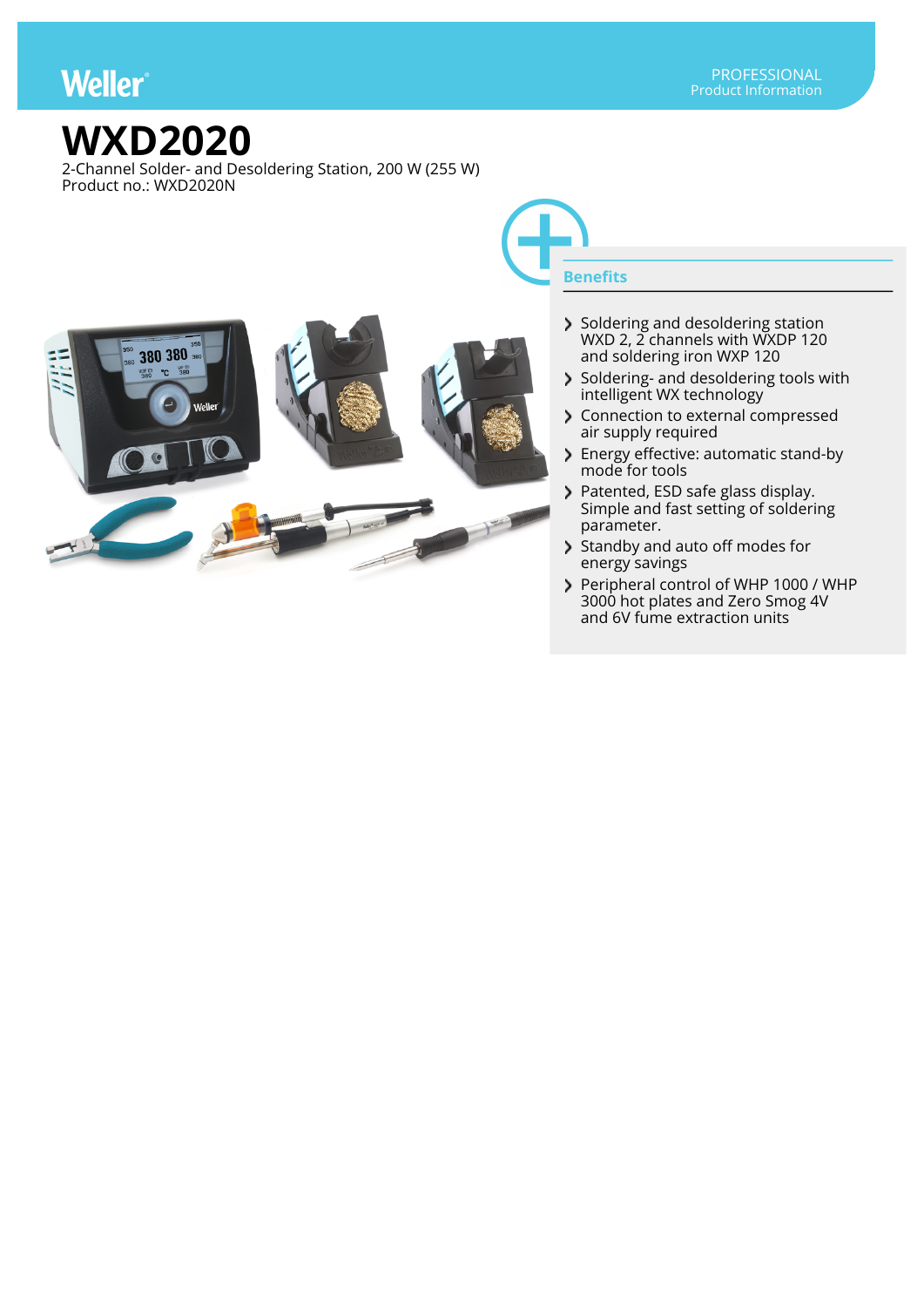Weller

PROFESSIONAL
Product Information

# WXD2020

2-Channel Solder- and Desoldering Station, 200 W (255 W)
Product no.: WXD2020N

## Benefits

- Soldering and desoldering station WXD 2, 2 channels with WXDP 120 and soldering iron WXP 120
- Soldering- and desoldering tools with intelligent WX technology
- Connection to external compressed air supply required
- Energy effective: automatic stand-by mode for tools
- Patented, ESD safe glass display. Simple and fast setting of soldering parameter.
- Standby and auto off modes for energy savings
- Peripheral control of WHP 1000 / WHP 3000 hot plates and Zero Smog 4V and 6V fume extraction units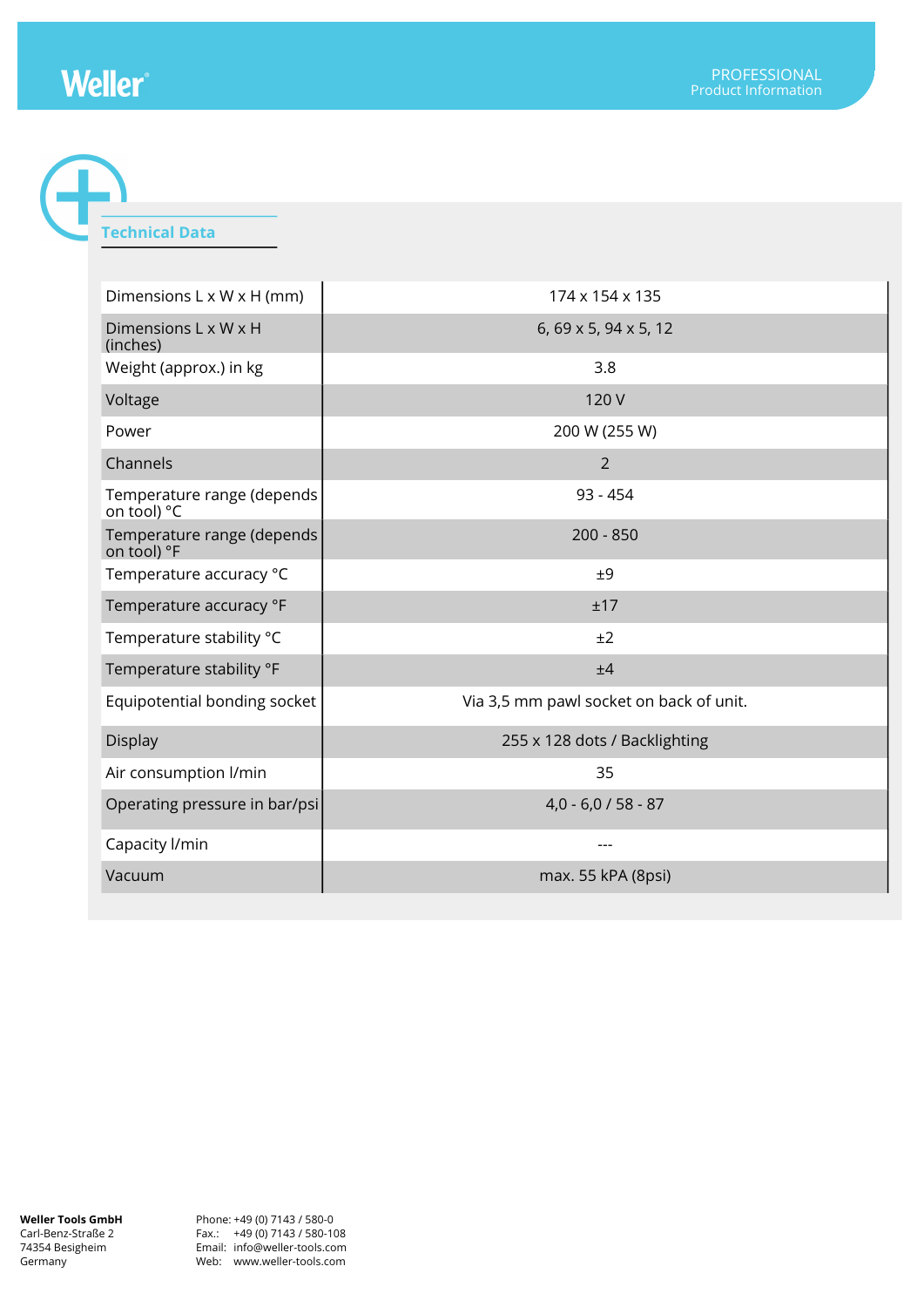## Technical Data

| | |
|---|---|
| Dimensions L x W x H (mm) | 174 x 154 x 135 |
| Dimensions L x W x H (inches) | 6, 69 x 5, 94 x 5, 12 |
| Weight (approx.) in kg | 3.8 |
| Voltage | 120 V |
| Power | 200 W (255 W) |
| Channels | 2 |
| Temperature range (depends on tool) °C | 93 - 454 |
| Temperature range (depends on tool) °F | 200 - 850 |
| Temperature accuracy °C | ±9 |
| Temperature accuracy °F | ±17 |
| Temperature stability °C | ±2 |
| Temperature stability °F | ±4 |
| Equipotential bonding socket | Via 3,5 mm pawl socket on back of unit. |
| Display | 255 x 128 dots / Backlighting |
| Air consumption l/min | 35 |
| Operating pressure in bar/psi | 4,0 - 6,0 / 58 - 87 |
| Capacity l/min | --- |
| Vacuum | max. 55 kPA (8psi) |

**Weller Tools GmbH**
Carl-Benz-Straße 2
74354 Besigheim
Germany

Phone: +49 (0) 7143 / 580-0
Fax.: +49 (0) 7143 / 580-108
Email: info@weller-tools.com
Web: www.weller-tools.com